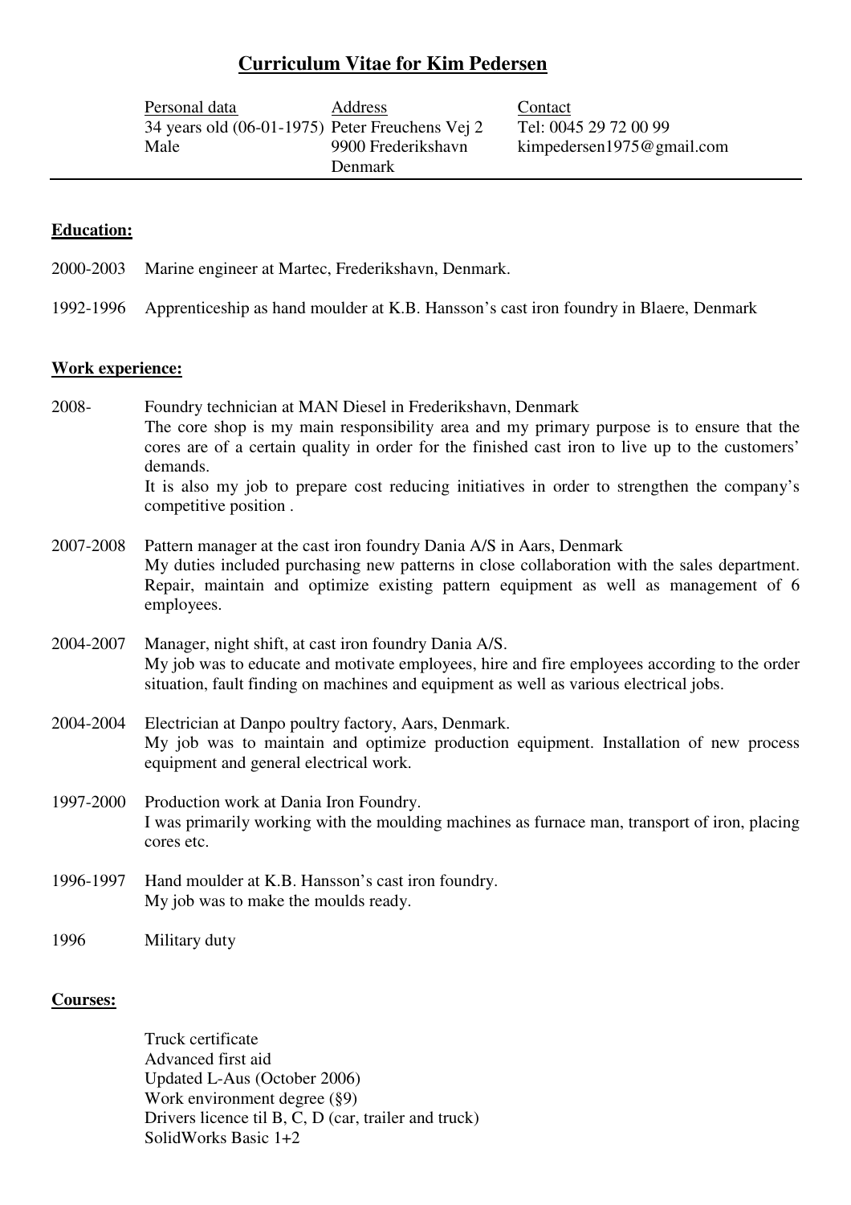# Curriculum Vitae for Kim Pedersen

| Personal data | Address | Contact |
|---|---|---|
| 34 years old (06-01-1975) | Peter Freuchens Vej 2 | Tel: 0045 29 72 00 99 |
| Male | 9900 Frederikshavn | kimpedersen1975@gmail.com |
| | Denmark | |

---

## Education:

2000-2003 Marine engineer at Martec, Frederikshavn, Denmark.

1992-1996 Apprenticeship as hand moulder at K.B. Hansson's cast iron foundry in Blaere, Denmark

## Work experience:

**2008-** Foundry technician at MAN Diesel in Frederikshavn, Denmark
The core shop is my main responsibility area and my primary purpose is to ensure that the cores are of a certain quality in order for the finished cast iron to live up to the customers' demands.
It is also my job to prepare cost reducing initiatives in order to strengthen the company's competitive position .

**2007-2008** Pattern manager at the cast iron foundry Dania A/S in Aars, Denmark
My duties included purchasing new patterns in close collaboration with the sales department. Repair, maintain and optimize existing pattern equipment as well as management of 6 employees.

**2004-2007** Manager, night shift, at cast iron foundry Dania A/S.
My job was to educate and motivate employees, hire and fire employees according to the order situation, fault finding on machines and equipment as well as various electrical jobs.

**2004-2004** Electrician at Danpo poultry factory, Aars, Denmark.
My job was to maintain and optimize production equipment. Installation of new process equipment and general electrical work.

**1997-2000** Production work at Dania Iron Foundry.
I was primarily working with the moulding machines as furnace man, transport of iron, placing cores etc.

**1996-1997** Hand moulder at K.B. Hansson's cast iron foundry.
My job was to make the moulds ready.

**1996** Military duty

## Courses:

- Truck certificate
- Advanced first aid
- Updated L-Aus (October 2006)
- Work environment degree (§9)
- Drivers licence til B, C, D (car, trailer and truck)
- SolidWorks Basic 1+2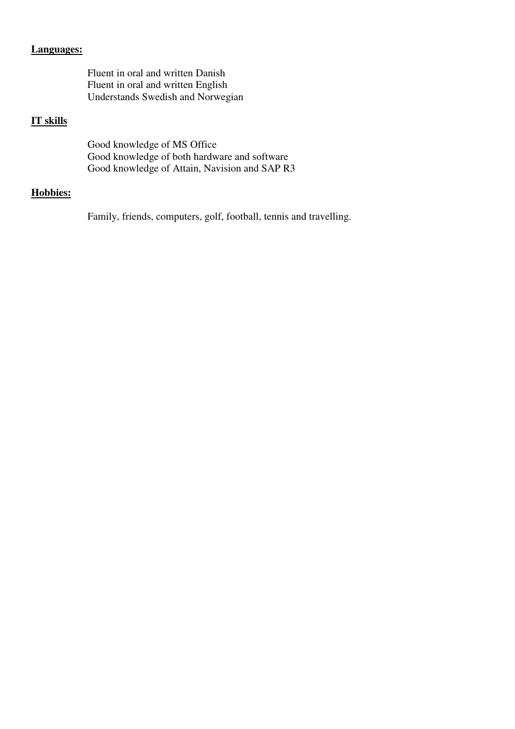## Languages:

Fluent in oral and written Danish
Fluent in oral and written English
Understands Swedish and Norwegian

## IT skills

Good knowledge of MS Office
Good knowledge of both hardware and software
Good knowledge of Attain, Navision and SAP R3

## Hobbies:

Family, friends, computers, golf, football, tennis and travelling.